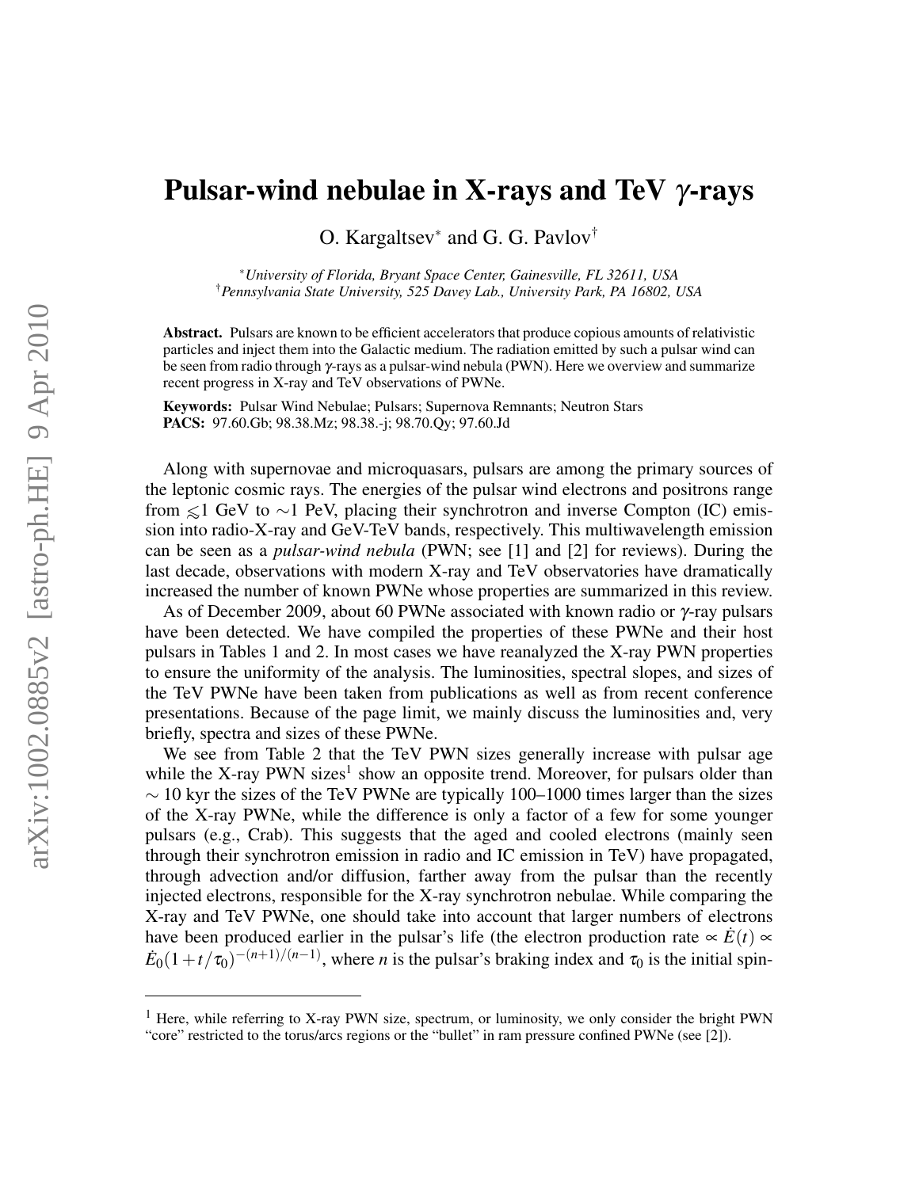# Pulsar-wind nebulae in X-rays and TeV $\gamma$-rays

O. Kargaltsev* and G. G. Pavlov†

*University of Florida, Bryant Space Center, Gainesville, FL 32611, USA
†Pennsylvania State University, 525 Davey Lab., University Park, PA 16802, USA

**Abstract.** Pulsars are known to be efficient accelerators that produce copious amounts of relativistic particles and inject them into the Galactic medium. The radiation emitted by such a pulsar wind can be seen from radio through $\gamma$-rays as a pulsar-wind nebula (PWN). Here we overview and summarize recent progress in X-ray and TeV observations of PWNe.

**Keywords:** Pulsar Wind Nebulae; Pulsars; Supernova Remnants; Neutron Stars
**PACS:** 97.60.Gb; 98.38.Mz; 98.38.-j; 98.70.Qy; 97.60.Jd

Along with supernovae and microquasars, pulsars are among the primary sources of the leptonic cosmic rays. The energies of the pulsar wind electrons and positrons range from $\lesssim$1 GeV to $\sim$1 PeV, placing their synchrotron and inverse Compton (IC) emission into radio-X-ray and GeV-TeV bands, respectively. This multiwavelength emission can be seen as a *pulsar-wind nebula* (PWN; see [1] and [2] for reviews). During the last decade, observations with modern X-ray and TeV observatories have dramatically increased the number of known PWNe whose properties are summarized in this review.

As of December 2009, about 60 PWNe associated with known radio or $\gamma$-ray pulsars have been detected. We have compiled the properties of these PWNe and their host pulsars in Tables 1 and 2. In most cases we have reanalyzed the X-ray PWN properties to ensure the uniformity of the analysis. The luminosities, spectral slopes, and sizes of the TeV PWNe have been taken from publications as well as from recent conference presentations. Because of the page limit, we mainly discuss the luminosities and, very briefly, spectra and sizes of these PWNe.

We see from Table 2 that the TeV PWN sizes generally increase with pulsar age while the X-ray PWN sizes[1] show an opposite trend. Moreover, for pulsars older than $\sim$ 10 kyr the sizes of the TeV PWNe are typically 100–1000 times larger than the sizes of the X-ray PWNe, while the difference is only a factor of a few for some younger pulsars (e.g., Crab). This suggests that the aged and cooled electrons (mainly seen through their synchrotron emission in radio and IC emission in TeV) have propagated, through advection and/or diffusion, farther away from the pulsar than the recently injected electrons, responsible for the X-ray synchrotron nebulae. While comparing the X-ray and TeV PWNe, one should take into account that larger numbers of electrons have been produced earlier in the pulsar's life (the electron production rate $\propto \dot{E}(t) \propto \dot{E}_0(1+t/\tau_0)^{-(n+1)/(n-1)}$, where $n$ is the pulsar's braking index and $\tau_0$ is the initial spin-

[1] Here, while referring to X-ray PWN size, spectrum, or luminosity, we only consider the bright PWN "core" restricted to the torus/arcs regions or the "bullet" in ram pressure confined PWNe (see [2]).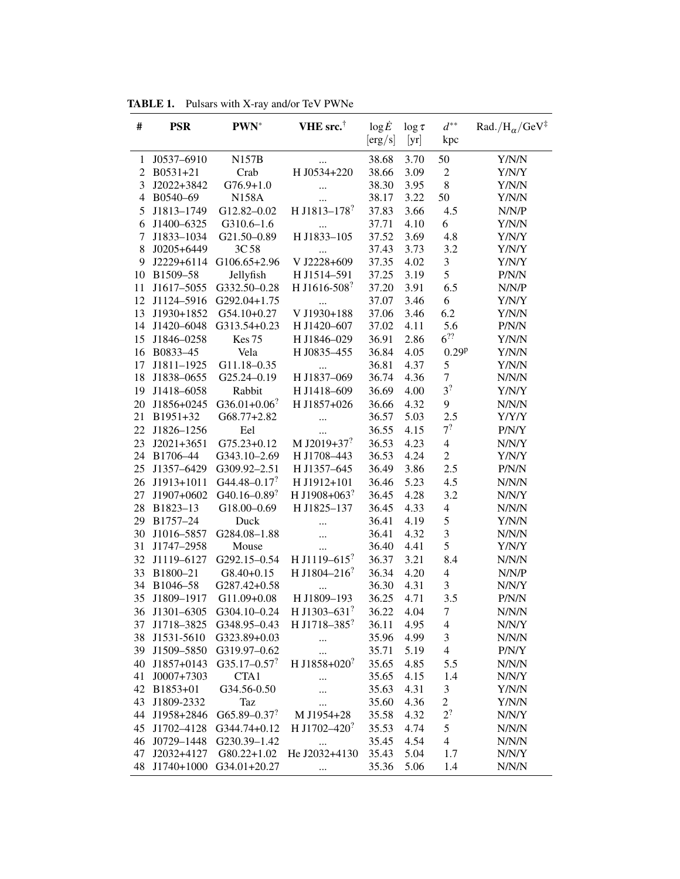**TABLE 1.** Pulsars with X-ray and/or TeV PWNe

| # | PSR | PWN* | VHE src.$^{\dagger}$ | $\log \dot{E}$ [erg/s] | $\log \tau$ [yr] | $d^{**}$ kpc | Rad./$H_{\alpha}$/GeV$^{\ddagger}$ |
|---|---|---|---|---|---|---|---|
| 1 | J0537–6910 | N157B | ... | 38.68 | 3.70 | 50 | Y/N/N |
| 2 | B0531+21 | Crab | H J0534+220 | 38.66 | 3.09 | 2 | Y/N/Y |
| 3 | J2022+3842 | G76.9+1.0 | ... | 38.30 | 3.95 | 8 | Y/N/N |
| 4 | B0540–69 | N158A | ... | 38.17 | 3.22 | 50 | Y/N/N |
| 5 | J1813–1749 | G12.82–0.02 | H J1813–178$^?$ | 37.83 | 3.66 | 4.5 | N/N/P |
| 6 | J1400–6325 | G310.6–1.6 | ... | 37.71 | 4.10 | 6 | Y/N/N |
| 7 | J1833–1034 | G21.50–0.89 | H J1833–105 | 37.52 | 3.69 | 4.8 | Y/N/Y |
| 8 | J0205+6449 | 3C 58 | ... | 37.43 | 3.73 | 3.2 | Y/N/Y |
| 9 | J2229+6114 | G106.65+2.96 | V J2228+609 | 37.35 | 4.02 | 3 | Y/N/Y |
| 10 | B1509–58 | Jellyfish | H J1514–591 | 37.25 | 3.19 | 5 | P/N/N |
| 11 | J1617–5055 | G332.50–0.28 | H J1616-508$^?$ | 37.20 | 3.91 | 6.5 | N/N/P |
| 12 | J1124–5916 | G292.04+1.75 | ... | 37.07 | 3.46 | 6 | Y/N/Y |
| 13 | J1930+1852 | G54.10+0.27 | V J1930+188 | 37.06 | 3.46 | 6.2 | Y/N/N |
| 14 | J1420–6048 | G313.54+0.23 | H J1420–607 | 37.02 | 4.11 | 5.6 | P/N/N |
| 15 | J1846–0258 | Kes 75 | H J1846–029 | 36.91 | 2.86 | 6$^{??}$ | Y/N/N |
| 16 | B0833–45 | Vela | H J0835–455 | 36.84 | 4.05 | 0.29$^{p}$ | Y/N/N |
| 17 | J1811–1925 | G11.18–0.35 | ... | 36.81 | 4.37 | 5 | Y/N/N |
| 18 | J1838–0655 | G25.24–0.19 | H J1837–069 | 36.74 | 4.36 | 7 | N/N/N |
| 19 | J1418–6058 | Rabbit | H J1418–609 | 36.69 | 4.00 | 3$^?$ | Y/N/Y |
| 20 | J1856+0245 | G36.01+0.06$^?$ | H J1857+026 | 36.66 | 4.32 | 9 | N/N/N |
| 21 | B1951+32 | G68.77+2.82 | ... | 36.57 | 5.03 | 2.5 | Y/Y/Y |
| 22 | J1826–1256 | Eel | ... | 36.55 | 4.15 | 7$^?$ | P/N/Y |
| 23 | J2021+3651 | G75.23+0.12 | M J2019+37$^?$ | 36.53 | 4.23 | 4 | N/N/Y |
| 24 | B1706–44 | G343.10–2.69 | H J1708–443 | 36.53 | 4.24 | 2 | Y/N/Y |
| 25 | J1357–6429 | G309.92–2.51 | H J1357–645 | 36.49 | 3.86 | 2.5 | P/N/N |
| 26 | J1913+1011 | G44.48–0.17$^?$ | H J1912+101 | 36.46 | 5.23 | 4.5 | N/N/N |
| 27 | J1907+0602 | G40.16–0.89$^?$ | H J1908+063$^?$ | 36.45 | 4.28 | 3.2 | N/N/Y |
| 28 | B1823–13 | G18.00–0.69 | H J1825–137 | 36.45 | 4.33 | 4 | N/N/N |
| 29 | B1757–24 | Duck | ... | 36.41 | 4.19 | 5 | Y/N/N |
| 30 | J1016–5857 | G284.08–1.88 | ... | 36.41 | 4.32 | 3 | N/N/N |
| 31 | J1747–2958 | Mouse | ... | 36.40 | 4.41 | 5 | Y/N/Y |
| 32 | J1119–6127 | G292.15–0.54 | H J1119–615$^?$ | 36.37 | 3.21 | 8.4 | N/N/N |
| 33 | B1800–21 | G8.40+0.15 | H J1804–216$^?$ | 36.34 | 4.20 | 4 | N/N/P |
| 34 | B1046–58 | G287.42+0.58 | ... | 36.30 | 4.31 | 3 | N/N/Y |
| 35 | J1809–1917 | G11.09+0.08 | H J1809–193 | 36.25 | 4.71 | 3.5 | P/N/N |
| 36 | J1301–6305 | G304.10–0.24 | H J1303–631$^?$ | 36.22 | 4.04 | 7 | N/N/N |
| 37 | J1718–3825 | G348.95–0.43 | H J1718–385$^?$ | 36.11 | 4.95 | 4 | N/N/Y |
| 38 | J1531-5610 | G323.89+0.03 | ... | 35.96 | 4.99 | 3 | N/N/N |
| 39 | J1509–5850 | G319.97–0.62 | ... | 35.71 | 5.19 | 4 | P/N/Y |
| 40 | J1857+0143 | G35.17–0.57$^?$ | H J1858+020$^?$ | 35.65 | 4.85 | 5.5 | N/N/N |
| 41 | J0007+7303 | CTA1 | ... | 35.65 | 4.15 | 1.4 | N/N/Y |
| 42 | B1853+01 | G34.56-0.50 | ... | 35.63 | 4.31 | 3 | Y/N/N |
| 43 | J1809-2332 | Taz | ... | 35.60 | 4.36 | 2 | Y/N/Y |
| 44 | J1958+2846 | G65.89–0.37$^?$ | M J1954+28 | 35.58 | 4.32 | 2$^?$ | N/N/Y |
| 45 | J1702–4128 | G344.74+0.12 | H J1702–420$^?$ | 35.53 | 4.74 | 5 | N/N/N |
| 46 | J0729–1448 | G230.39–1.42 | ... | 35.45 | 4.54 | 4 | N/N/N |
| 47 | J2032+4127 | G80.22+1.02 | He J2032+4130 | 35.43 | 5.04 | 1.7 | N/N/Y |
| 48 | J1740+1000 | G34.01+20.27 | ... | 35.36 | 5.06 | 1.4 | N/N/N |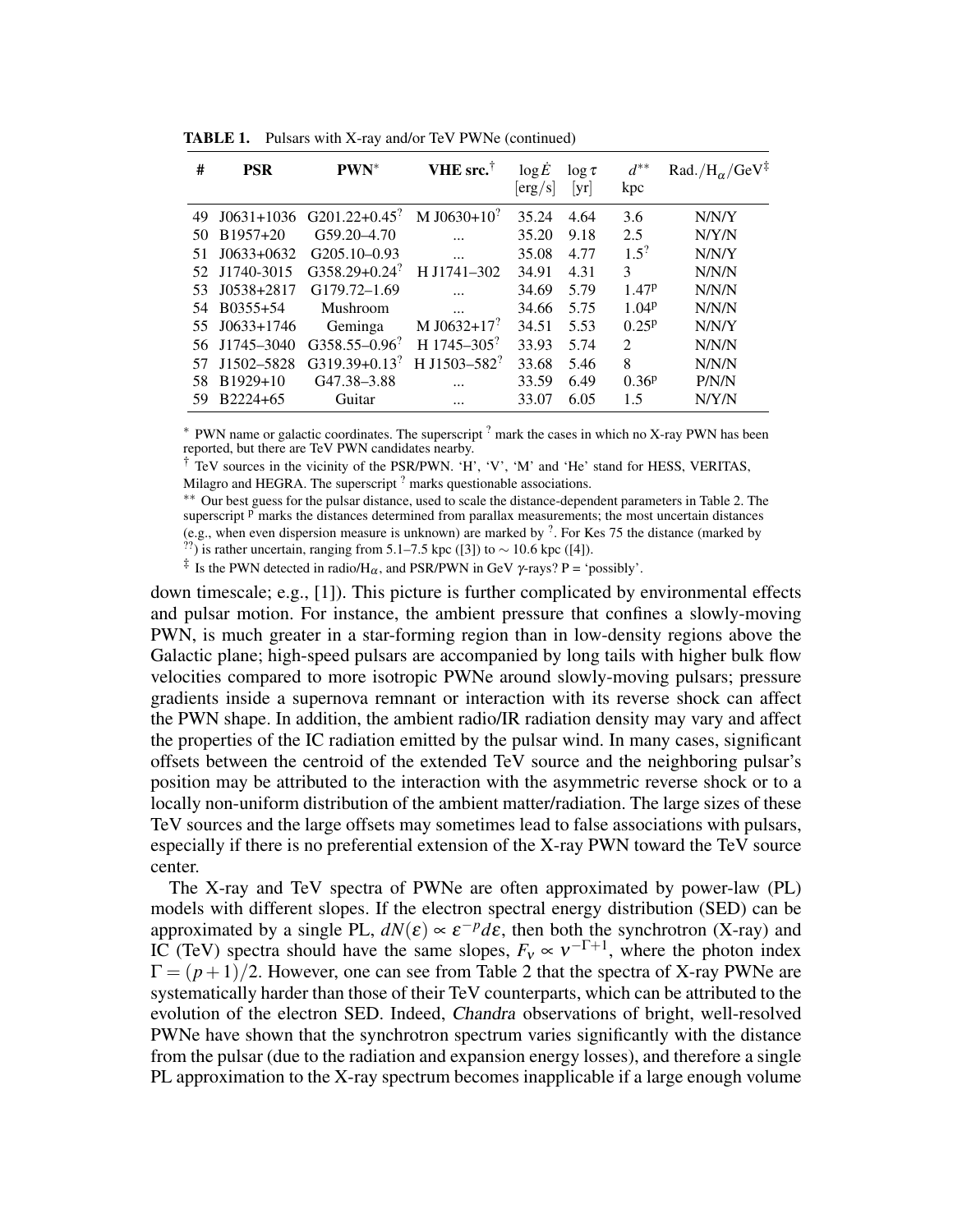**TABLE 1.** Pulsars with X-ray and/or TeV PWNe (continued)

| # | PSR | PWN* | VHE src.† | $\log \dot{E}$ [erg/s] | $\log \tau$ [yr] | $d^{**}$ kpc | Rad./$H_\alpha$/GeV‡ |
|---|---|---|---|---|---|---|---|
| 49 | J0631+1036 | G201.22+0.45$^?$ | M J0630+10$^?$ | 35.24 | 4.64 | 3.6 | N/N/Y |
| 50 | B1957+20 | G59.20–4.70 | ... | 35.20 | 9.18 | 2.5 | N/Y/N |
| 51 | J0633+0632 | G205.10–0.93 | ... | 35.08 | 4.77 | 1.5$^?$ | N/N/Y |
| 52 | J1740-3015 | G358.29+0.24$^?$ | H J1741–302 | 34.91 | 4.31 | 3 | N/N/N |
| 53 | J0538+2817 | G179.72–1.69 | ... | 34.69 | 5.79 | 1.47$^p$ | N/N/N |
| 54 | B0355+54 | Mushroom | ... | 34.66 | 5.75 | 1.04$^p$ | N/N/N |
| 55 | J0633+1746 | Geminga | M J0632+17$^?$ | 34.51 | 5.53 | 0.25$^p$ | N/N/Y |
| 56 | J1745–3040 | G358.55–0.96$^?$ | H 1745–305$^?$ | 33.93 | 5.74 | 2 | N/N/N |
| 57 | J1502–5828 | G319.39+0.13$^?$ | H J1503–582$^?$ | 33.68 | 5.46 | 8 | N/N/N |
| 58 | B1929+10 | G47.38–3.88 | ... | 33.59 | 6.49 | 0.36$^p$ | P/N/N |
| 59 | B2224+65 | Guitar | ... | 33.07 | 6.05 | 1.5 | N/Y/N |

\* PWN name or galactic coordinates. The superscript ? mark the cases in which no X-ray PWN has been reported, but there are TeV PWN candidates nearby.
† TeV sources in the vicinity of the PSR/PWN. 'H', 'V', 'M' and 'He' stand for HESS, VERITAS, Milagro and HEGRA. The superscript ? marks questionable associations.
\** Our best guess for the pulsar distance, used to scale the distance-dependent parameters in Table 2. The superscript p marks the distances determined from parallax measurements; the most uncertain distances (e.g., when even dispersion measure is unknown) are marked by ?. For Kes 75 the distance (marked by ??) is rather uncertain, ranging from 5.1–7.5 kpc ([3]) to ∼ 10.6 kpc ([4]).
‡ Is the PWN detected in radio/$H_\alpha$, and PSR/PWN in GeV $\gamma$-rays? P = 'possibly'.

down timescale; e.g., [1]). This picture is further complicated by environmental effects and pulsar motion. For instance, the ambient pressure that confines a slowly-moving PWN, is much greater in a star-forming region than in low-density regions above the Galactic plane; high-speed pulsars are accompanied by long tails with higher bulk flow velocities compared to more isotropic PWNe around slowly-moving pulsars; pressure gradients inside a supernova remnant or interaction with its reverse shock can affect the PWN shape. In addition, the ambient radio/IR radiation density may vary and affect the properties of the IC radiation emitted by the pulsar wind. In many cases, significant offsets between the centroid of the extended TeV source and the neighboring pulsar's position may be attributed to the interaction with the asymmetric reverse shock or to a locally non-uniform distribution of the ambient matter/radiation. The large sizes of these TeV sources and the large offsets may sometimes lead to false associations with pulsars, especially if there is no preferential extension of the X-ray PWN toward the TeV source center.

The X-ray and TeV spectra of PWNe are often approximated by power-law (PL) models with different slopes. If the electron spectral energy distribution (SED) can be approximated by a single PL, $dN(\varepsilon) \propto \varepsilon^{-p} d\varepsilon$, then both the synchrotron (X-ray) and IC (TeV) spectra should have the same slopes, $F_\nu \propto \nu^{-\Gamma+1}$, where the photon index $\Gamma = (p+1)/2$. However, one can see from Table 2 that the spectra of X-ray PWNe are systematically harder than those of their TeV counterparts, which can be attributed to the evolution of the electron SED. Indeed, *Chandra* observations of bright, well-resolved PWNe have shown that the synchrotron spectrum varies significantly with the distance from the pulsar (due to the radiation and expansion energy losses), and therefore a single PL approximation to the X-ray spectrum becomes inapplicable if a large enough volume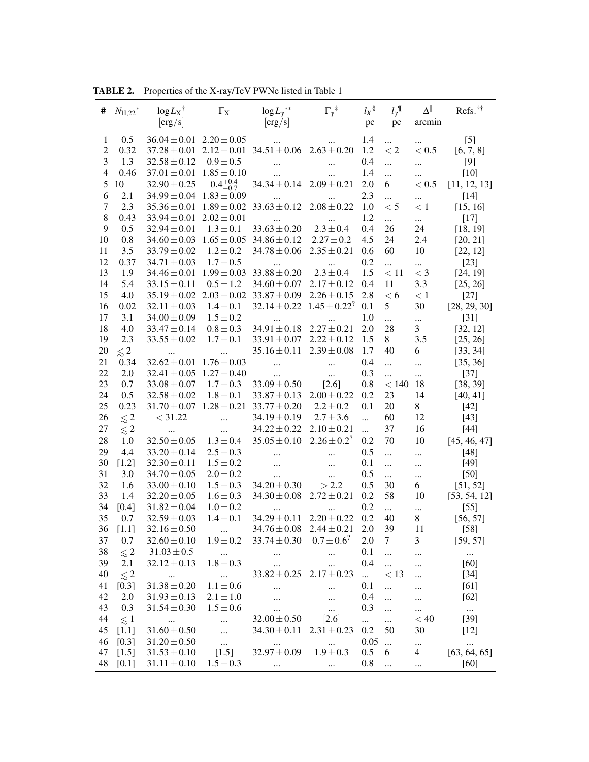**TABLE 2.** Properties of the X-ray/TeV PWNe listed in Table 1

| # | $N_{\mathrm{H},22}$* | $\log L_X$† [erg/s] | $\Gamma_X$ | $\log L_\gamma$** [erg/s] | $\Gamma_\gamma$‡ | $l_X$§ pc | $l_\gamma$¶ pc | $\Delta$‖ arcmin | Refs.†† |
|---|---|---|---|---|---|---|---|---|---|
| 1 | 0.5 | $36.04 \pm 0.01$ | $2.20 \pm 0.05$ | ... | ... | 1.4 | ... | ... | [5] |
| 2 | 0.32 | $37.28 \pm 0.01$ | $2.12 \pm 0.01$ | $34.51 \pm 0.06$ | $2.63 \pm 0.20$ | 1.2 | $<2$ | $<0.5$ | [6, 7, 8] |
| 3 | 1.3 | $32.58 \pm 0.12$ | $0.9 \pm 0.5$ | ... | ... | 0.4 | ... | ... | [9] |
| 4 | 0.46 | $37.01 \pm 0.01$ | $1.85 \pm 0.10$ | ... | ... | 1.4 | ... | ... | [10] |
| 5 | 10 | $32.90 \pm 0.25$ | $0.4^{+0.4}_{-0.7}$ | $34.34 \pm 0.14$ | $2.09 \pm 0.21$ | 2.0 | 6 | $<0.5$ | [11, 12, 13] |
| 6 | 2.1 | $34.99 \pm 0.04$ | $1.83 \pm 0.09$ | ... | ... | 2.3 | ... | ... | [14] |
| 7 | 2.3 | $35.36 \pm 0.01$ | $1.89 \pm 0.02$ | $33.63 \pm 0.12$ | $2.08 \pm 0.22$ | 1.0 | $<5$ | $<1$ | [15, 16] |
| 8 | 0.43 | $33.94 \pm 0.01$ | $2.02 \pm 0.01$ | ... | ... | 1.2 | ... | ... | [17] |
| 9 | 0.5 | $32.94 \pm 0.01$ | $1.3 \pm 0.1$ | $33.63 \pm 0.20$ | $2.3 \pm 0.4$ | 0.4 | 26 | 24 | [18, 19] |
| 10 | 0.8 | $34.60 \pm 0.03$ | $1.65 \pm 0.05$ | $34.86 \pm 0.12$ | $2.27 \pm 0.2$ | 4.5 | 24 | 2.4 | [20, 21] |
| 11 | 3.5 | $33.79 \pm 0.02$ | $1.2 \pm 0.2$ | $34.78 \pm 0.06$ | $2.35 \pm 0.21$ | 0.6 | 60 | 10 | [22, 12] |
| 12 | 0.37 | $34.71 \pm 0.03$ | $1.7 \pm 0.5$ | ... | ... | 0.2 | ... | ... | [23] |
| 13 | 1.9 | $34.46 \pm 0.01$ | $1.99 \pm 0.03$ | $33.88 \pm 0.20$ | $2.3 \pm 0.4$ | 1.5 | $<11$ | $<3$ | [24, 19] |
| 14 | 5.4 | $33.15 \pm 0.11$ | $0.5 \pm 1.2$ | $34.60 \pm 0.07$ | $2.17 \pm 0.12$ | 0.4 | 11 | 3.3 | [25, 26] |
| 15 | 4.0 | $35.19 \pm 0.02$ | $2.03 \pm 0.02$ | $33.87 \pm 0.09$ | $2.26 \pm 0.15$ | 2.8 | $<6$ | $<1$ | [27] |
| 16 | 0.02 | $32.11 \pm 0.03$ | $1.4 \pm 0.1$ | $32.14 \pm 0.22$ | $1.45 \pm 0.22^?$ | 0.1 | 5 | 30 | [28, 29, 30] |
| 17 | 3.1 | $34.00 \pm 0.09$ | $1.5 \pm 0.2$ | ... | ... | 1.0 | ... | ... | [31] |
| 18 | 4.0 | $33.47 \pm 0.14$ | $0.8 \pm 0.3$ | $34.91 \pm 0.18$ | $2.27 \pm 0.21$ | 2.0 | 28 | 3 | [32, 12] |
| 19 | 2.3 | $33.55 \pm 0.02$ | $1.7 \pm 0.1$ | $33.91 \pm 0.07$ | $2.22 \pm 0.12$ | 1.5 | 8 | 3.5 | [25, 26] |
| 20 | $\lesssim 2$ | ... | ... | $35.16 \pm 0.11$ | $2.39 \pm 0.08$ | 1.7 | 40 | 6 | [33, 34] |
| 21 | 0.34 | $32.62 \pm 0.01$ | $1.76 \pm 0.03$ | ... | ... | 0.4 | ... | ... | [35, 36] |
| 22 | 2.0 | $32.41 \pm 0.05$ | $1.27 \pm 0.40$ | ... | ... | 0.3 | ... | ... | [37] |
| 23 | 0.7 | $33.08 \pm 0.07$ | $1.7 \pm 0.3$ | $33.09 \pm 0.50$ | [2.6] | 0.8 | $<140$ | 18 | [38, 39] |
| 24 | 0.5 | $32.58 \pm 0.02$ | $1.8 \pm 0.1$ | $33.87 \pm 0.13$ | $2.00 \pm 0.22$ | 0.2 | 23 | 14 | [40, 41] |
| 25 | 0.23 | $31.70 \pm 0.07$ | $1.28 \pm 0.21$ | $33.77 \pm 0.20$ | $2.2 \pm 0.2$ | 0.1 | 20 | 8 | [42] |
| 26 | $\lesssim 2$ | $<31.22$ | ... | $34.19 \pm 0.19$ | $2.7 \pm 3.6$ | ... | 60 | 12 | [43] |
| 27 | $\lesssim 2$ | ... | ... | $34.22 \pm 0.22$ | $2.10 \pm 0.21$ | ... | 37 | 16 | [44] |
| 28 | 1.0 | $32.50 \pm 0.05$ | $1.3 \pm 0.4$ | $35.05 \pm 0.10$ | $2.26 \pm 0.2^?$ | 0.2 | 70 | 10 | [45, 46, 47] |
| 29 | 4.4 | $33.20 \pm 0.14$ | $2.5 \pm 0.3$ | ... | ... | 0.5 | ... | ... | [48] |
| 30 | [1.2] | $32.30 \pm 0.11$ | $1.5 \pm 0.2$ | ... | ... | 0.1 | ... | ... | [49] |
| 31 | 3.0 | $34.70 \pm 0.05$ | $2.0 \pm 0.2$ | ... | ... | 0.5 | ... | ... | [50] |
| 32 | 1.6 | $33.00 \pm 0.10$ | $1.5 \pm 0.3$ | $34.20 \pm 0.30$ | $>2.2$ | 0.5 | 30 | 6 | [51, 52] |
| 33 | 1.4 | $32.20 \pm 0.05$ | $1.6 \pm 0.3$ | $34.30 \pm 0.08$ | $2.72 \pm 0.21$ | 0.2 | 58 | 10 | [53, 54, 12] |
| 34 | [0.4] | $31.82 \pm 0.04$ | $1.0 \pm 0.2$ | ... | ... | 0.2 | ... | ... | [55] |
| 35 | 0.7 | $32.59 \pm 0.03$ | $1.4 \pm 0.1$ | $34.29 \pm 0.11$ | $2.20 \pm 0.22$ | 0.2 | 40 | 8 | [56, 57] |
| 36 | [1.1] | $32.16 \pm 0.50$ | ... | $34.76 \pm 0.08$ | $2.44 \pm 0.21$ | 2.0 | 39 | 11 | [58] |
| 37 | 0.7 | $32.60 \pm 0.10$ | $1.9 \pm 0.2$ | $33.74 \pm 0.30$ | $0.7 \pm 0.6^?$ | 2.0 | 7 | 3 | [59, 57] |
| 38 | $\lesssim 2$ | $31.03 \pm 0.5$ | ... | ... | ... | 0.1 | ... | ... | ... |
| 39 | 2.1 | $32.12 \pm 0.13$ | $1.8 \pm 0.3$ | ... | ... | 0.4 | ... | ... | [60] |
| 40 | $\lesssim 2$ | ... | ... | $33.82 \pm 0.25$ | $2.17 \pm 0.23$ | ... | $<13$ | ... | [34] |
| 41 | [0.3] | $31.38 \pm 0.20$ | $1.1 \pm 0.6$ | ... | ... | 0.1 | ... | ... | [61] |
| 42 | 2.0 | $31.93 \pm 0.13$ | $2.1 \pm 1.0$ | ... | ... | 0.4 | ... | ... | [62] |
| 43 | 0.3 | $31.54 \pm 0.30$ | $1.5 \pm 0.6$ | ... | ... | 0.3 | ... | ... | ... |
| 44 | $\lesssim 1$ | ... | ... | $32.00 \pm 0.50$ | [2.6] | ... | ... | $<40$ | [39] |
| 45 | [1.1] | $31.60 \pm 0.50$ | ... | $34.30 \pm 0.11$ | $2.31 \pm 0.23$ | 0.2 | 50 | 30 | [12] |
| 46 | [0.3] | $31.20 \pm 0.50$ | ... | ... | ... | 0.05 | ... | ... | ... |
| 47 | [1.5] | $31.53 \pm 0.10$ | [1.5] | $32.97 \pm 0.09$ | $1.9 \pm 0.3$ | 0.5 | 6 | 4 | [63, 64, 65] |
| 48 | [0.1] | $31.11 \pm 0.10$ | $1.5 \pm 0.3$ | ... | ... | 0.8 | ... | ... | [60] |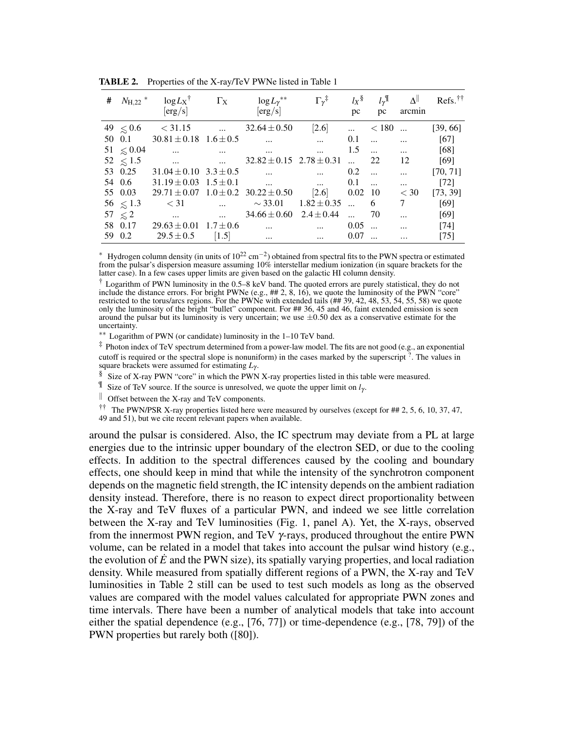**TABLE 2.** Properties of the X-ray/TeV PWNe listed in Table 1

| # | $N_{H,22}$ * | $\log L_X$ † [erg/s] | $\Gamma_X$ | $\log L_\gamma$ ** [erg/s] | $\Gamma_\gamma$ ‡ | $l_X$ § pc | $l_\gamma$ ¶ pc | $\Delta$ ‖ arcmin | Refs.†† |
|---|---|---|---|---|---|---|---|---|---|
| 49 | $\lesssim 0.6$ | $< 31.15$ | ... | $32.64 \pm 0.50$ | [2.6] | ... | $< 180$ | ... | [39, 66] |
| 50 | 0.1 | $30.81 \pm 0.18$ | $1.6 \pm 0.5$ | ... | ... | 0.1 | ... | ... | [67] |
| 51 | $\lesssim 0.04$ | ... | ... | ... | ... | 1.5 | ... | ... | [68] |
| 52 | $\lesssim 1.5$ | ... | ... | $32.82 \pm 0.15$ | $2.78 \pm 0.31$ | ... | 22 | 12 | [69] |
| 53 | 0.25 | $31.04 \pm 0.10$ | $3.3 \pm 0.5$ | ... | ... | 0.2 | ... | ... | [70, 71] |
| 54 | 0.6 | $31.19 \pm 0.03$ | $1.5 \pm 0.1$ | ... | ... | 0.1 | ... | ... | [72] |
| 55 | 0.03 | $29.71 \pm 0.07$ | $1.0 \pm 0.2$ | $30.22 \pm 0.50$ | [2.6] | 0.02 | 10 | $< 30$ | [73, 39] |
| 56 | $\lesssim 1.3$ | $< 31$ | ... | $\sim 33.01$ | $1.82 \pm 0.35$ | ... | 6 | 7 | [69] |
| 57 | $\lesssim 2$ | ... | ... | $34.66 \pm 0.60$ | $2.4 \pm 0.44$ | ... | 70 | ... | [69] |
| 58 | 0.17 | $29.63 \pm 0.01$ | $1.7 \pm 0.6$ | ... | ... | 0.05 | ... | ... | [74] |
| 59 | 0.2 | $29.5 \pm 0.5$ | [1.5] | ... | ... | 0.07 | ... | ... | [75] |

\* Hydrogen column density (in units of $10^{22}$ cm$^{-2}$) obtained from spectral fits to the PWN spectra or estimated from the pulsar's dispersion measure assuming 10% interstellar medium ionization (in square brackets for the latter case). In a few cases upper limits are given based on the galactic HI column density.

† Logarithm of PWN luminosity in the 0.5–8 keV band. The quoted errors are purely statistical, they do not include the distance errors. For bright PWNe (e.g., ## 2, 8, 16), we quote the luminosity of the PWN "core" restricted to the torus/arcs regions. For the PWNe with extended tails (## 39, 42, 48, 53, 54, 55, 58) we quote only the luminosity of the bright "bullet" component. For ## 36, 45 and 46, faint extended emission is seen around the pulsar but its luminosity is very uncertain; we use $\pm 0.50$ dex as a conservative estimate for the uncertainty.

** Logarithm of PWN (or candidate) luminosity in the 1–10 TeV band.

‡ Photon index of TeV spectrum determined from a power-law model. The fits are not good (e.g., an exponential cutoff is required or the spectral slope is nonuniform) in the cases marked by the superscript ?. The values in square brackets were assumed for estimating $L_\gamma$.

§ Size of X-ray PWN "core" in which the PWN X-ray properties listed in this table were measured.

¶ Size of TeV source. If the source is unresolved, we quote the upper limit on $l_\gamma$.

‖ Offset between the X-ray and TeV components.

†† The PWN/PSR X-ray properties listed here were measured by ourselves (except for ## 2, 5, 6, 10, 37, 47, 49 and 51), but we cite recent relevant papers when available.

around the pulsar is considered. Also, the IC spectrum may deviate from a PL at large energies due to the intrinsic upper boundary of the electron SED, or due to the cooling effects. In addition to the spectral differences caused by the cooling and boundary effects, one should keep in mind that while the intensity of the synchrotron component depends on the magnetic field strength, the IC intensity depends on the ambient radiation density instead. Therefore, there is no reason to expect direct proportionality between the X-ray and TeV fluxes of a particular PWN, and indeed we see little correlation between the X-ray and TeV luminosities (Fig. 1, panel A). Yet, the X-rays, observed from the innermost PWN region, and TeV $\gamma$-rays, produced throughout the entire PWN volume, can be related in a model that takes into account the pulsar wind history (e.g., the evolution of $\dot{E}$ and the PWN size), its spatially varying properties, and local radiation density. While measured from spatially different regions of a PWN, the X-ray and TeV luminosities in Table 2 still can be used to test such models as long as the observed values are compared with the model values calculated for appropriate PWN zones and time intervals. There have been a number of analytical models that take into account either the spatial dependence (e.g., [76, 77]) or time-dependence (e.g., [78, 79]) of the PWN properties but rarely both ([80]).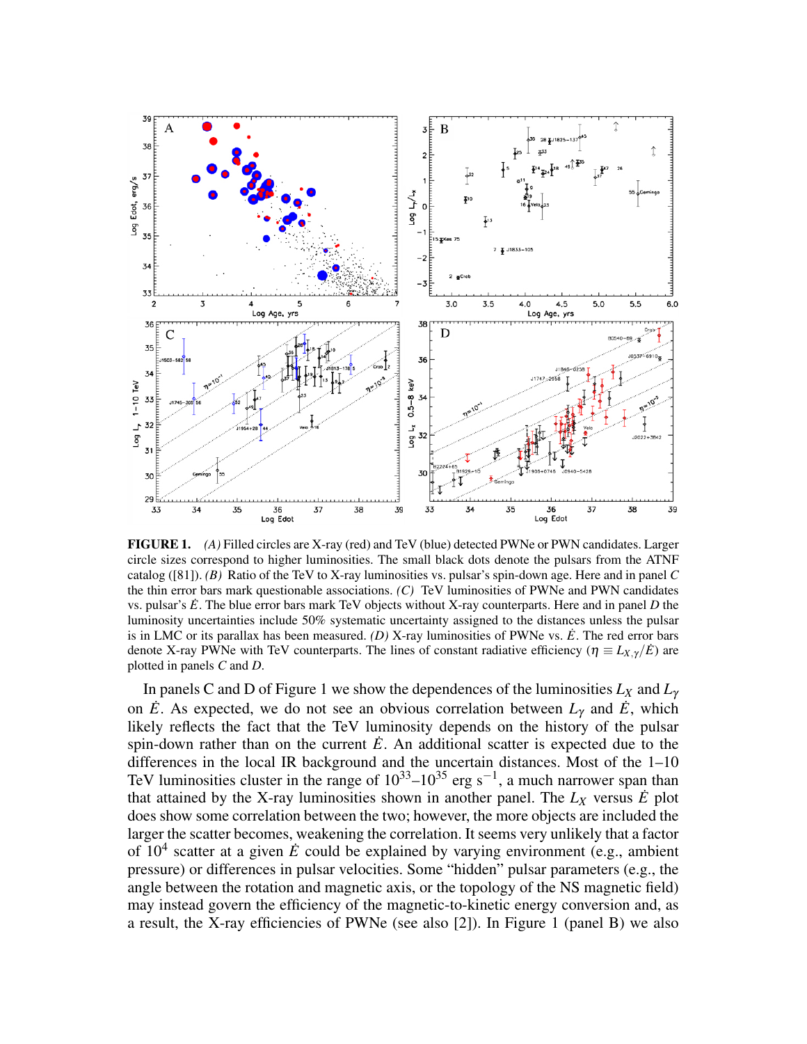**FIGURE 1.** *(A)* Filled circles are X-ray (red) and TeV (blue) detected PWNe or PWN candidates. Larger circle sizes correspond to higher luminosities. The small black dots denote the pulsars from the ATNF catalog ([81]). *(B)* Ratio of the TeV to X-ray luminosities vs. pulsar's spin-down age. Here and in panel *C* the thin error bars mark questionable associations. *(C)* TeV luminosities of PWNe and PWN candidates vs. pulsar's $\dot{E}$. The blue error bars mark TeV objects without X-ray counterparts. Here and in panel *D* the luminosity uncertainties include 50% systematic uncertainty assigned to the distances unless the pulsar is in LMC or its parallax has been measured. *(D)* X-ray luminosities of PWNe vs. $\dot{E}$. The red error bars denote X-ray PWNe with TeV counterparts. The lines of constant radiative efficiency ($\eta \equiv L_{X,\gamma}/\dot{E}$) are plotted in panels *C* and *D*.

In panels C and D of Figure 1 we show the dependences of the luminosities $L_X$ and $L_\gamma$ on $\dot{E}$. As expected, we do not see an obvious correlation between $L_\gamma$ and $\dot{E}$, which likely reflects the fact that the TeV luminosity depends on the history of the pulsar spin-down rather than on the current $\dot{E}$. An additional scatter is expected due to the differences in the local IR background and the uncertain distances. Most of the 1–10 TeV luminosities cluster in the range of $10^{33}$–$10^{35}$ erg s$^{-1}$, a much narrower span than that attained by the X-ray luminosities shown in another panel. The $L_X$ versus $\dot{E}$ plot does show some correlation between the two; however, the more objects are included the larger the scatter becomes, weakening the correlation. It seems very unlikely that a factor of $10^4$ scatter at a given $\dot{E}$ could be explained by varying environment (e.g., ambient pressure) or differences in pulsar velocities. Some "hidden" pulsar parameters (e.g., the angle between the rotation and magnetic axis, or the topology of the NS magnetic field) may instead govern the efficiency of the magnetic-to-kinetic energy conversion and, as a result, the X-ray efficiencies of PWNe (see also [2]). In Figure 1 (panel B) we also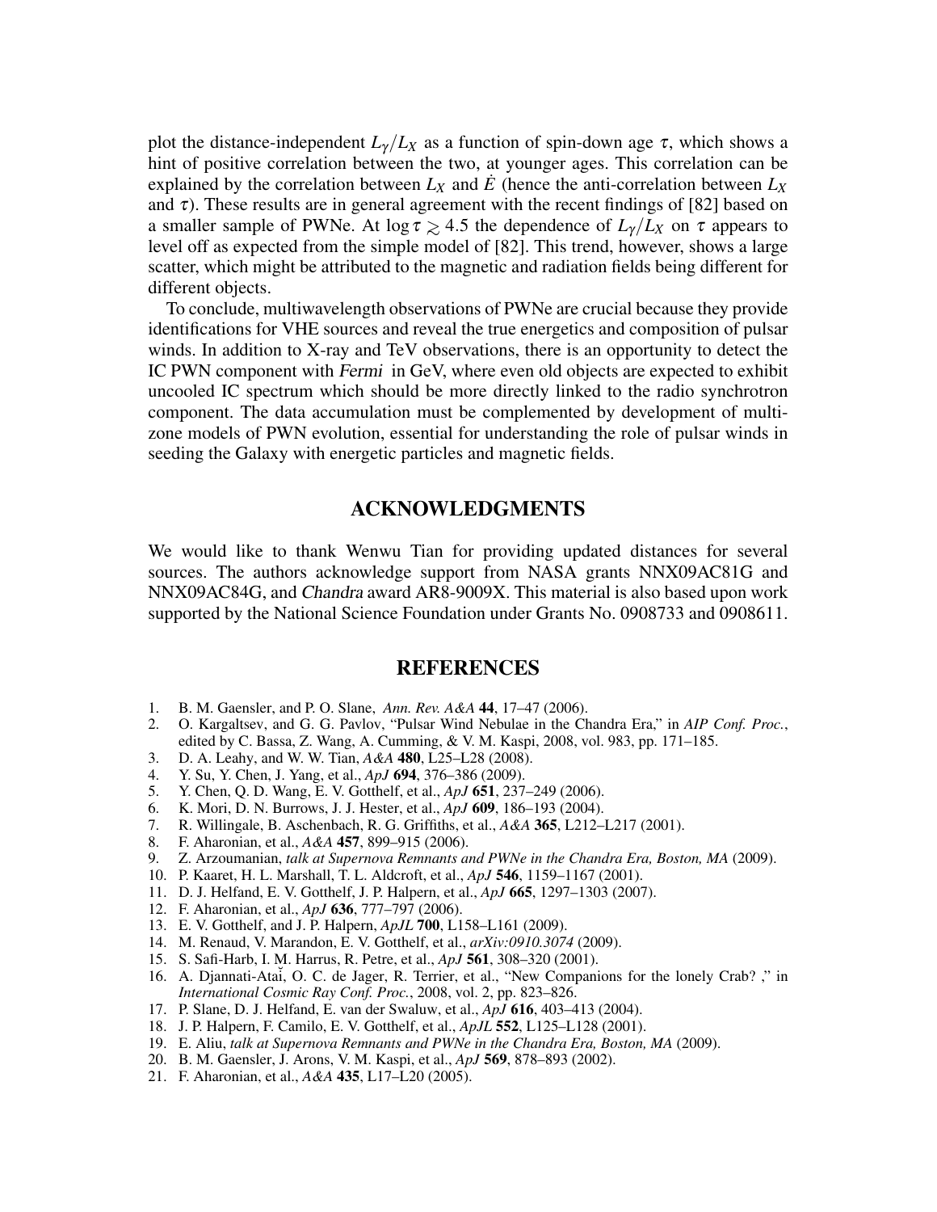plot the distance-independent $L_\gamma/L_X$ as a function of spin-down age $\tau$, which shows a hint of positive correlation between the two, at younger ages. This correlation can be explained by the correlation between $L_X$ and $\dot{E}$ (hence the anti-correlation between $L_X$ and $\tau$). These results are in general agreement with the recent findings of [82] based on a smaller sample of PWNe. At $\log\tau \gtrsim 4.5$ the dependence of $L_\gamma/L_X$ on $\tau$ appears to level off as expected from the simple model of [82]. This trend, however, shows a large scatter, which might be attributed to the magnetic and radiation fields being different for different objects.

To conclude, multiwavelength observations of PWNe are crucial because they provide identifications for VHE sources and reveal the true energetics and composition of pulsar winds. In addition to X-ray and TeV observations, there is an opportunity to detect the IC PWN component with *Fermi* in GeV, where even old objects are expected to exhibit uncooled IC spectrum which should be more directly linked to the radio synchrotron component. The data accumulation must be complemented by development of multi-zone models of PWN evolution, essential for understanding the role of pulsar winds in seeding the Galaxy with energetic particles and magnetic fields.

## ACKNOWLEDGMENTS

We would like to thank Wenwu Tian for providing updated distances for several sources. The authors acknowledge support from NASA grants NNX09AC81G and NNX09AC84G, and *Chandra* award AR8-9009X. This material is also based upon work supported by the National Science Foundation under Grants No. 0908733 and 0908611.

## REFERENCES

1. B. M. Gaensler, and P. O. Slane, *Ann. Rev. A&A* **44**, 17–47 (2006).
2. O. Kargaltsev, and G. G. Pavlov, "Pulsar Wind Nebulae in the Chandra Era," in *AIP Conf. Proc.*, edited by C. Bassa, Z. Wang, A. Cumming, & V. M. Kaspi, 2008, vol. 983, pp. 171–185.
3. D. A. Leahy, and W. W. Tian, *A&A* **480**, L25–L28 (2008).
4. Y. Su, Y. Chen, J. Yang, et al., *ApJ* **694**, 376–386 (2009).
5. Y. Chen, Q. D. Wang, E. V. Gotthelf, et al., *ApJ* **651**, 237–249 (2006).
6. K. Mori, D. N. Burrows, J. J. Hester, et al., *ApJ* **609**, 186–193 (2004).
7. R. Willingale, B. Aschenbach, R. G. Griffiths, et al., *A&A* **365**, L212–L217 (2001).
8. F. Aharonian, et al., *A&A* **457**, 899–915 (2006).
9. Z. Arzoumanian, *talk at Supernova Remnants and PWNe in the Chandra Era, Boston, MA* (2009).
10. P. Kaaret, H. L. Marshall, T. L. Aldcroft, et al., *ApJ* **546**, 1159–1167 (2001).
11. D. J. Helfand, E. V. Gotthelf, J. P. Halpern, et al., *ApJ* **665**, 1297–1303 (2007).
12. F. Aharonian, et al., *ApJ* **636**, 777–797 (2006).
13. E. V. Gotthelf, and J. P. Halpern, *ApJL* **700**, L158–L161 (2009).
14. M. Renaud, V. Marandon, E. V. Gotthelf, et al., *arXiv:0910.3074* (2009).
15. S. Safi-Harb, I. M. Harrus, R. Petre, et al., *ApJ* **561**, 308–320 (2001).
16. A. Djannati-Ataï, O. C. de Jager, R. Terrier, et al., "New Companions for the lonely Crab? ," in *International Cosmic Ray Conf. Proc.*, 2008, vol. 2, pp. 823–826.
17. P. Slane, D. J. Helfand, E. van der Swaluw, et al., *ApJ* **616**, 403–413 (2004).
18. J. P. Halpern, F. Camilo, E. V. Gotthelf, et al., *ApJL* **552**, L125–L128 (2001).
19. E. Aliu, *talk at Supernova Remnants and PWNe in the Chandra Era, Boston, MA* (2009).
20. B. M. Gaensler, J. Arons, V. M. Kaspi, et al., *ApJ* **569**, 878–893 (2002).
21. F. Aharonian, et al., *A&A* **435**, L17–L20 (2005).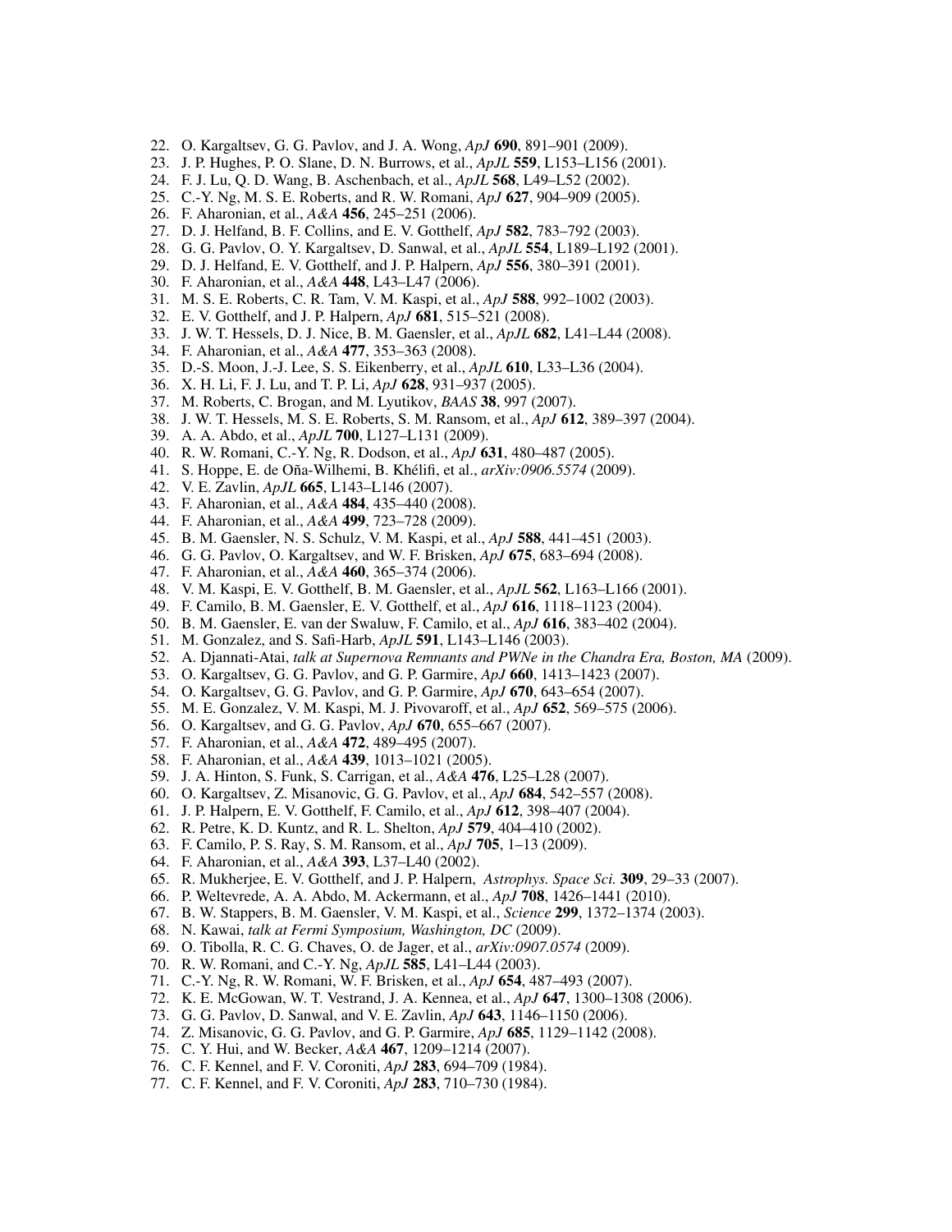22. O. Kargaltsev, G. G. Pavlov, and J. A. Wong, *ApJ* **690**, 891–901 (2009).
23. J. P. Hughes, P. O. Slane, D. N. Burrows, et al., *ApJL* **559**, L153–L156 (2001).
24. F. J. Lu, Q. D. Wang, B. Aschenbach, et al., *ApJL* **568**, L49–L52 (2002).
25. C.-Y. Ng, M. S. E. Roberts, and R. W. Romani, *ApJ* **627**, 904–909 (2005).
26. F. Aharonian, et al., *A&A* **456**, 245–251 (2006).
27. D. J. Helfand, B. F. Collins, and E. V. Gotthelf, *ApJ* **582**, 783–792 (2003).
28. G. G. Pavlov, O. Y. Kargaltsev, D. Sanwal, et al., *ApJL* **554**, L189–L192 (2001).
29. D. J. Helfand, E. V. Gotthelf, and J. P. Halpern, *ApJ* **556**, 380–391 (2001).
30. F. Aharonian, et al., *A&A* **448**, L43–L47 (2006).
31. M. S. E. Roberts, C. R. Tam, V. M. Kaspi, et al., *ApJ* **588**, 992–1002 (2003).
32. E. V. Gotthelf, and J. P. Halpern, *ApJ* **681**, 515–521 (2008).
33. J. W. T. Hessels, D. J. Nice, B. M. Gaensler, et al., *ApJL* **682**, L41–L44 (2008).
34. F. Aharonian, et al., *A&A* **477**, 353–363 (2008).
35. D.-S. Moon, J.-J. Lee, S. S. Eikenberry, et al., *ApJL* **610**, L33–L36 (2004).
36. X. H. Li, F. J. Lu, and T. P. Li, *ApJ* **628**, 931–937 (2005).
37. M. Roberts, C. Brogan, and M. Lyutikov, *BAAS* **38**, 997 (2007).
38. J. W. T. Hessels, M. S. E. Roberts, S. M. Ransom, et al., *ApJ* **612**, 389–397 (2004).
39. A. A. Abdo, et al., *ApJL* **700**, L127–L131 (2009).
40. R. W. Romani, C.-Y. Ng, R. Dodson, et al., *ApJ* **631**, 480–487 (2005).
41. S. Hoppe, E. de Oña-Wilhemi, B. Khélifi, et al., *arXiv:0906.5574* (2009).
42. V. E. Zavlin, *ApJL* **665**, L143–L146 (2007).
43. F. Aharonian, et al., *A&A* **484**, 435–440 (2008).
44. F. Aharonian, et al., *A&A* **499**, 723–728 (2009).
45. B. M. Gaensler, N. S. Schulz, V. M. Kaspi, et al., *ApJ* **588**, 441–451 (2003).
46. G. G. Pavlov, O. Kargaltsev, and W. F. Brisken, *ApJ* **675**, 683–694 (2008).
47. F. Aharonian, et al., *A&A* **460**, 365–374 (2006).
48. V. M. Kaspi, E. V. Gotthelf, B. M. Gaensler, et al., *ApJL* **562**, L163–L166 (2001).
49. F. Camilo, B. M. Gaensler, E. V. Gotthelf, et al., *ApJ* **616**, 1118–1123 (2004).
50. B. M. Gaensler, E. van der Swaluw, F. Camilo, et al., *ApJ* **616**, 383–402 (2004).
51. M. Gonzalez, and S. Safi-Harb, *ApJL* **591**, L143–L146 (2003).
52. A. Djannati-Atai, *talk at Supernova Remnants and PWNe in the Chandra Era, Boston, MA* (2009).
53. O. Kargaltsev, G. G. Pavlov, and G. P. Garmire, *ApJ* **660**, 1413–1423 (2007).
54. O. Kargaltsev, G. G. Pavlov, and G. P. Garmire, *ApJ* **670**, 643–654 (2007).
55. M. E. Gonzalez, V. M. Kaspi, M. J. Pivovaroff, et al., *ApJ* **652**, 569–575 (2006).
56. O. Kargaltsev, and G. G. Pavlov, *ApJ* **670**, 655–667 (2007).
57. F. Aharonian, et al., *A&A* **472**, 489–495 (2007).
58. F. Aharonian, et al., *A&A* **439**, 1013–1021 (2005).
59. J. A. Hinton, S. Funk, S. Carrigan, et al., *A&A* **476**, L25–L28 (2007).
60. O. Kargaltsev, Z. Misanovic, G. G. Pavlov, et al., *ApJ* **684**, 542–557 (2008).
61. J. P. Halpern, E. V. Gotthelf, F. Camilo, et al., *ApJ* **612**, 398–407 (2004).
62. R. Petre, K. D. Kuntz, and R. L. Shelton, *ApJ* **579**, 404–410 (2002).
63. F. Camilo, P. S. Ray, S. M. Ransom, et al., *ApJ* **705**, 1–13 (2009).
64. F. Aharonian, et al., *A&A* **393**, L37–L40 (2002).
65. R. Mukherjee, E. V. Gotthelf, and J. P. Halpern, *Astrophys. Space Sci.* **309**, 29–33 (2007).
66. P. Weltevrede, A. A. Abdo, M. Ackermann, et al., *ApJ* **708**, 1426–1441 (2010).
67. B. W. Stappers, B. M. Gaensler, V. M. Kaspi, et al., *Science* **299**, 1372–1374 (2003).
68. N. Kawai, *talk at Fermi Symposium, Washington, DC* (2009).
69. O. Tibolla, R. C. G. Chaves, O. de Jager, et al., *arXiv:0907.0574* (2009).
70. R. W. Romani, and C.-Y. Ng, *ApJL* **585**, L41–L44 (2003).
71. C.-Y. Ng, R. W. Romani, W. F. Brisken, et al., *ApJ* **654**, 487–493 (2007).
72. K. E. McGowan, W. T. Vestrand, J. A. Kennea, et al., *ApJ* **647**, 1300–1308 (2006).
73. G. G. Pavlov, D. Sanwal, and V. E. Zavlin, *ApJ* **643**, 1146–1150 (2006).
74. Z. Misanovic, G. G. Pavlov, and G. P. Garmire, *ApJ* **685**, 1129–1142 (2008).
75. C. Y. Hui, and W. Becker, *A&A* **467**, 1209–1214 (2007).
76. C. F. Kennel, and F. V. Coroniti, *ApJ* **283**, 694–709 (1984).
77. C. F. Kennel, and F. V. Coroniti, *ApJ* **283**, 710–730 (1984).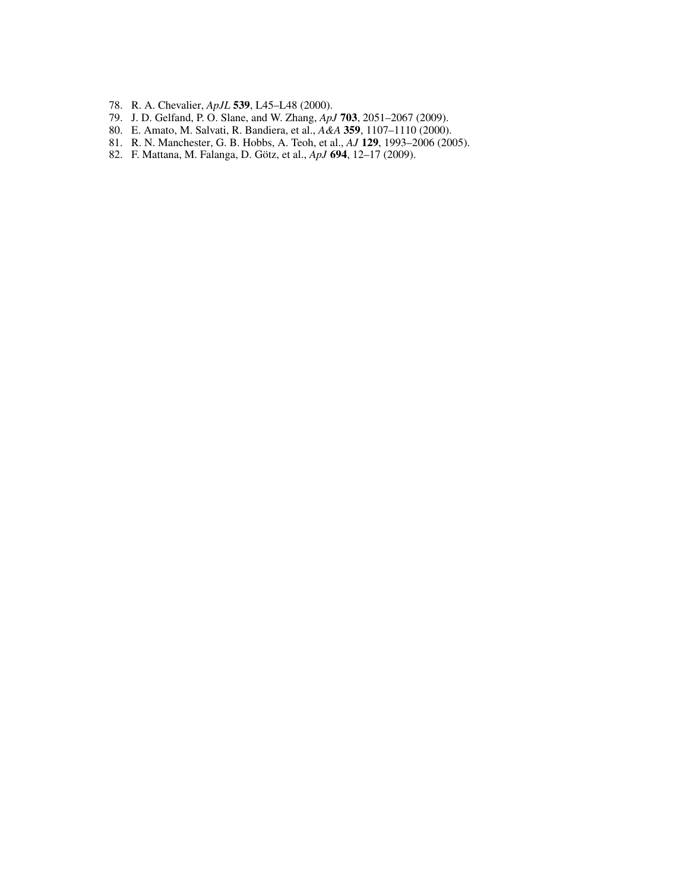78. R. A. Chevalier, *ApJL* **539**, L45–L48 (2000).
79. J. D. Gelfand, P. O. Slane, and W. Zhang, *ApJ* **703**, 2051–2067 (2009).
80. E. Amato, M. Salvati, R. Bandiera, et al., *A&A* **359**, 1107–1110 (2000).
81. R. N. Manchester, G. B. Hobbs, A. Teoh, et al., *AJ* **129**, 1993–2006 (2005).
82. F. Mattana, M. Falanga, D. Götz, et al., *ApJ* **694**, 12–17 (2009).